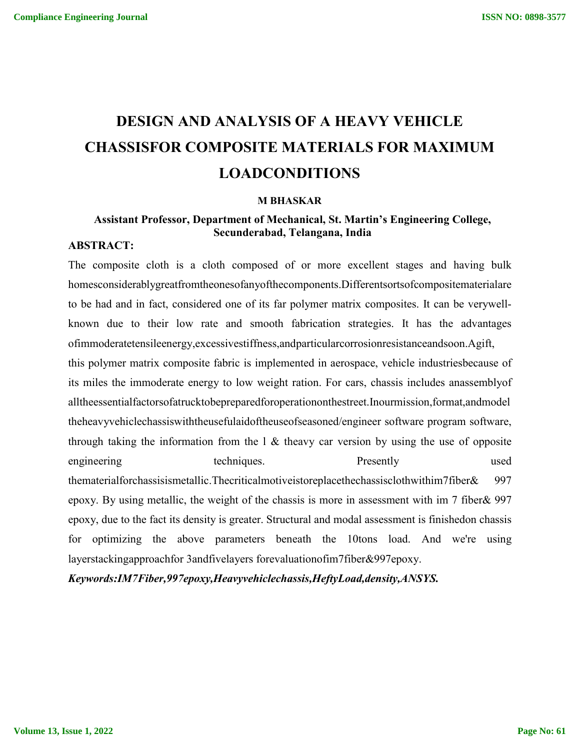# DESIGN AND ANALYSIS OF A HEAVY VEHICLE CHASSISFOR COMPOSITE MATERIALS FOR MAXIMUM LOADCONDITIONS

**M BHASKAR**

**Assistant Professor, Department of Mechanical, St. Martin's Engineering College, Secunderabad, Telangana, India**

**ABSTRACT:**

The composite cloth is a cloth composed of or more excellent stages and having bulk homesconsiderablygreatfromtheonesofanyofthecomponents.Differentsortsofcompositematerialare to be had and in fact, considered one of its far polymer matrix composites. It can be verywell-known due to their low rate and smooth fabrication strategies. It has the advantages ofimmoderatetensileenergy,excessivestiffness,andparticularcorrosionresistanceandsoon.Agift, this polymer matrix composite fabric is implemented in aerospace, vehicle industriesbecause of its miles the immoderate energy to low weight ration. For cars, chassis includes anassemblyof alltheessentialfactorsofatrucktobepreparedforoperationonthestreet.Inourmission,format,andmodel theheavyvehiclechassiswiththeusefulaidoftheuseofseasoned/engineer software program software, through taking the information from the l & theavy car version by using the use of opposite engineering techniques. Presently used thematerialforchassisismetallic.Thecriticalmotiveistoreplacethechassisclothwithim7fiber& 997 epoxy. By using metallic, the weight of the chassis is more in assessment with im 7 fiber& 997 epoxy, due to the fact its density is greater. Structural and modal assessment is finishedon chassis for optimizing the above parameters beneath the 10tons load. And we're using layerstackingapproachfor 3andfivelayers forevaluationofim7fiber&997epoxy.

***Keywords:IM7Fiber,997epoxy,Heavyvehiclechassis,HeftyLoad,density,ANSYS.***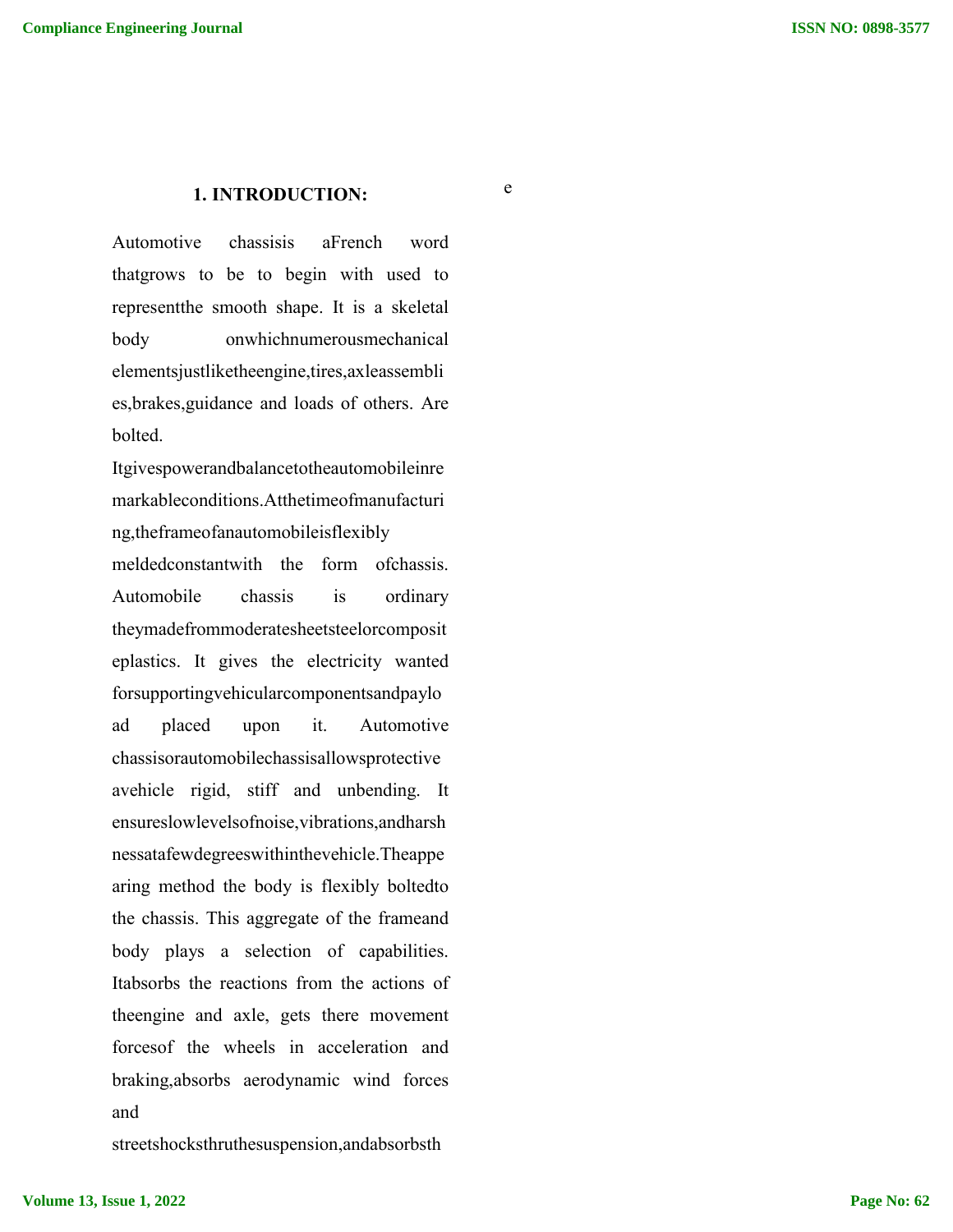## 1. INTRODUCTION:

e

Automotive chassisis aFrench word thatgrows to be to begin with used to representthe smooth shape. It is a skeletal body onwhichnumerousmechanical elementsjustliketheengine,tires,axleassemblies,brakes,guidance and loads of others. Are bolted. Itgivespowerandbalancetotheautomobileinremarkableconditions.Atthetimeofmanufacturing,theframeofanautomobileisflexibly meldedconstantwith the form ofchassis. Automobile chassis is ordinary theymadefrommoderatesheetsteelorcompositeplastics. It gives the electricity wanted forsupportingvehicularcomponentsandpayload placed upon it. Automotive chassisorautomobilechassisallowsprotective avehicle rigid, stiff and unbending. It ensureslowlevelsofnoise,vibrations,andharshnessatafewdegreeswithinthevehicle.Theappearing method the body is flexibly boltedto the chassis. This aggregate of the frameand body plays a selection of capabilities. Itabsorbs the reactions from the actions of theengine and axle, gets there movement forcesof the wheels in acceleration and braking,absorbs aerodynamic wind forces and streetshocksthruthesuspension,andabsorbsth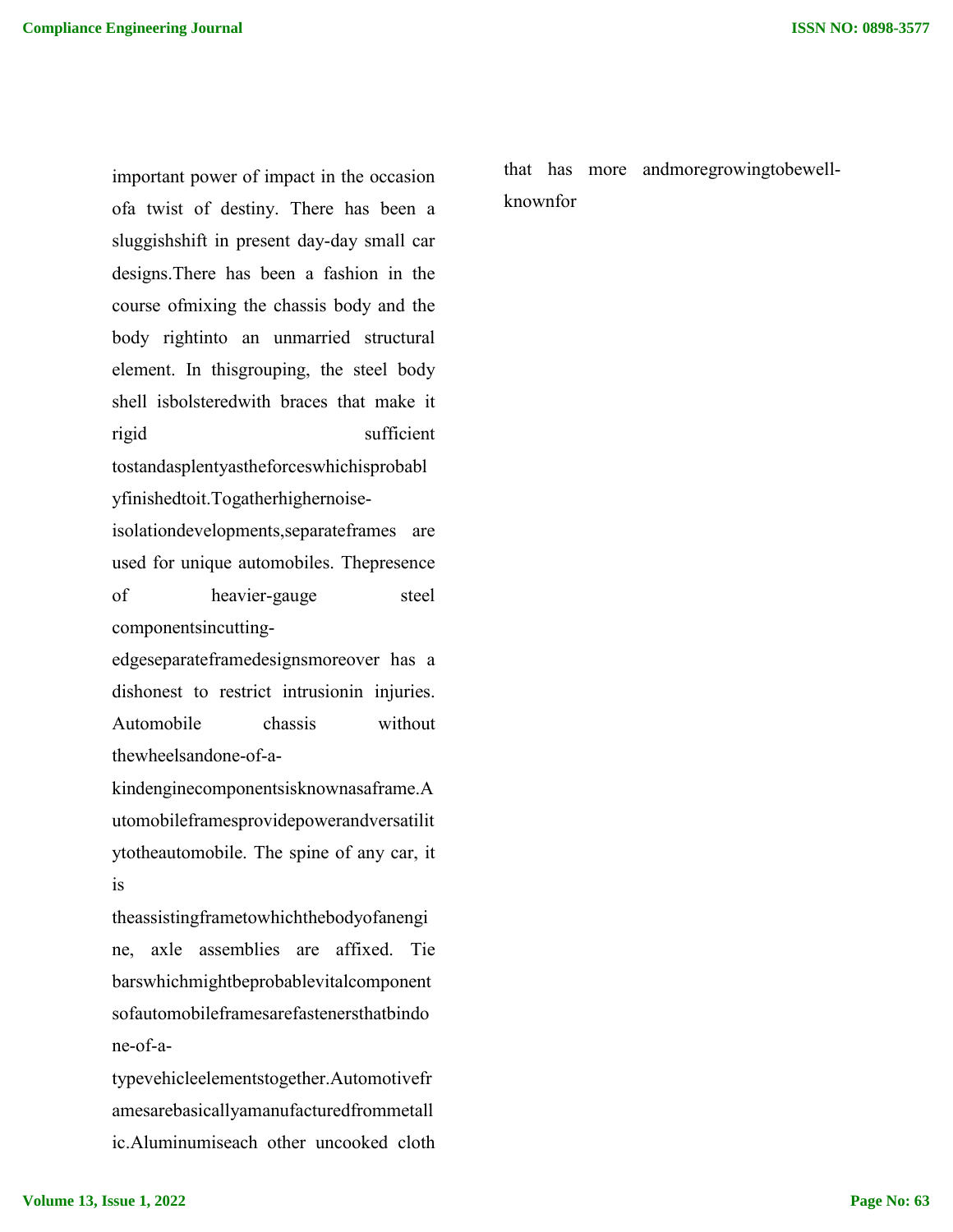important power of impact in the occasion ofa twist of destiny. There has been a sluggishshift in present day-day small car designs.There has been a fashion in the course ofmixing the chassis body and the body rightinto an unmarried structural element. In thisgrouping, the steel body shell isbolsteredwith braces that make it rigid sufficient tostandasplentyastheforceswhichisprobablyfinishedtoit.Togatherhighernoise-isolationdevelopments,separateframes are used for unique automobiles. Thepresence of heavier-gauge steel componentsincutting-edgeseparateframedesignsmoreover has a dishonest to restrict intrusionin injuries. Automobile chassis without thewheelsandone-of-a-kindenginecomponentsisknownasaframe.Automobileframesprovidepowerandversatilitytotheautomobile. The spine of any car, it is theassistingframetowhichthebodyofanengine, axle assemblies are affixed. Tie barswhichmightbeprobablevitalcomponentsofautomobileframesarefastenersthatbindone-of-a-typevehicleelementstogether.Automotiveframesarebasicallyamanufacturedfrommetallic.Aluminumiseach other uncooked cloth that has more andmoregrowingtobewell-knownfor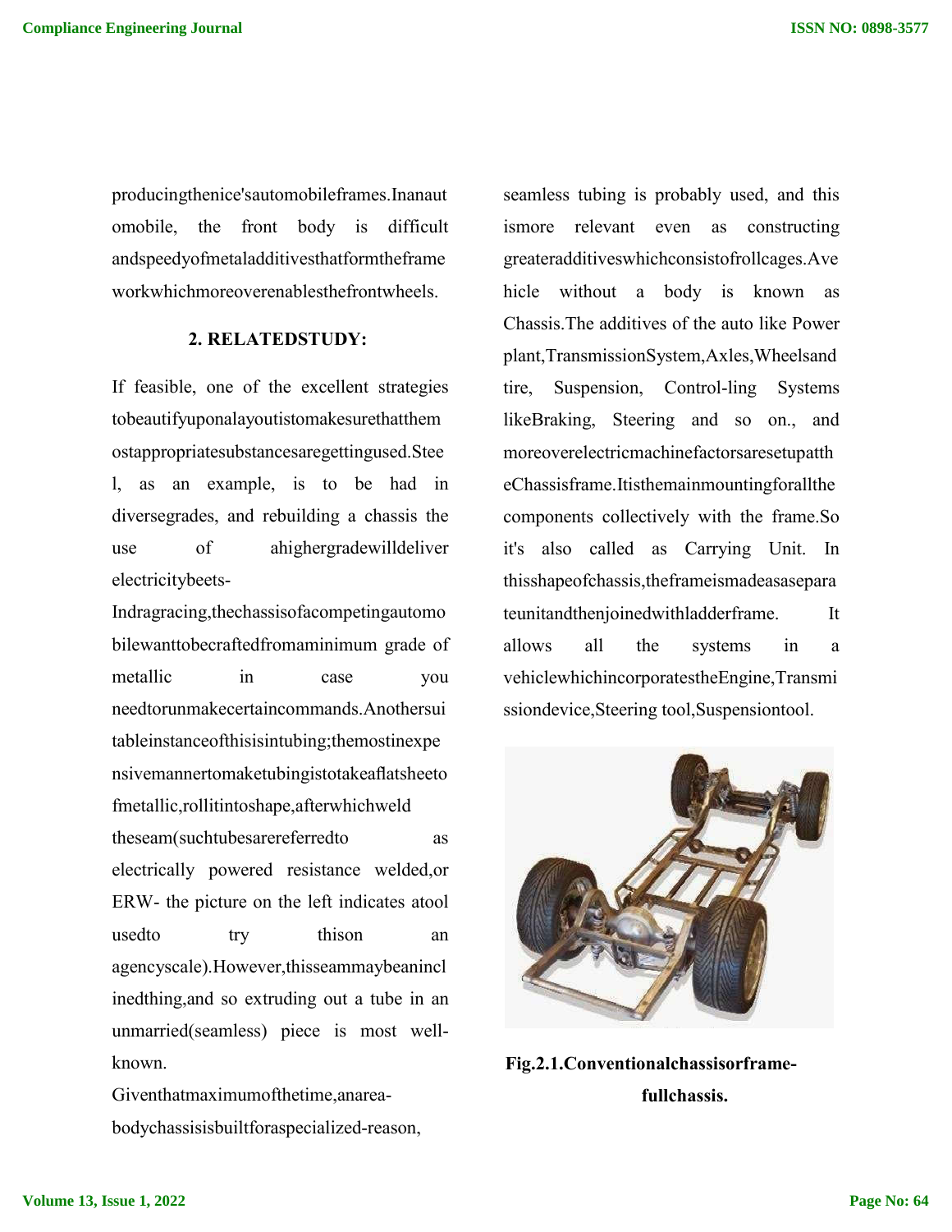producingthenice'sautomobileframes.Inanautomobile, the front body is difficult andspeedyofmetaladditivesthatformtheframeworkwhichmoreoverenablesthefrontwheels.

## 2. RELATEDSTUDY:

If feasible, one of the excellent strategies tobeautifyuponalayoutistomakesurethatthemostappropriatesubstancesaregettingused.Steel, as an example, is to be had in diversegrades, and rebuilding a chassis the use of ahighergradewilldeliver electricitybeets-Indragracing,thechassisofacompetingautomobilewanttobecraftedfromaminimum grade of metallic in case you needtorunmakecertaincommands.Anothersuitableinstanceofthisisintubing;themostinexpensivemannertomaketubingistotakeaflatsheetofmetallic,rollitintoshape,afterwhichweld theseam(suchtubesarereferredto as electrically powered resistance welded,or ERW- the picture on the left indicates atool usedto try thison an agencyscale).However,thisseammaybeaninclinedthing,and so extruding out a tube in an unmarried(seamless) piece is most well-known.

Giventhatmaximumofthetime,anarea-bodychassisisbuiltforaspecialized-reason, seamless tubing is probably used, and this ismore relevant even as constructing greateradditiveswhichconsistofrollcages.Avehicle without a body is known as Chassis.The additives of the auto like Power plant,TransmissionSystem,Axles,Wheelsand tire, Suspension, Control-ling Systems likeBraking, Steering and so on., and moreoverelectricmachinefactorsaresetupattheChassisframe.Itisthemainmountingforallthe components collectively with the frame.So it's also called as Carrying Unit. In thisshapeofchassis,theframeismadeasaseparateunitandthenjoinedwithladderframe. It allows all the systems in a vehiclewhichincorporatestheEngine,Transmissiondevice,Steering tool,Suspensiontool.

**Fig.2.1.Conventionalchassisorframe-fullchassis.**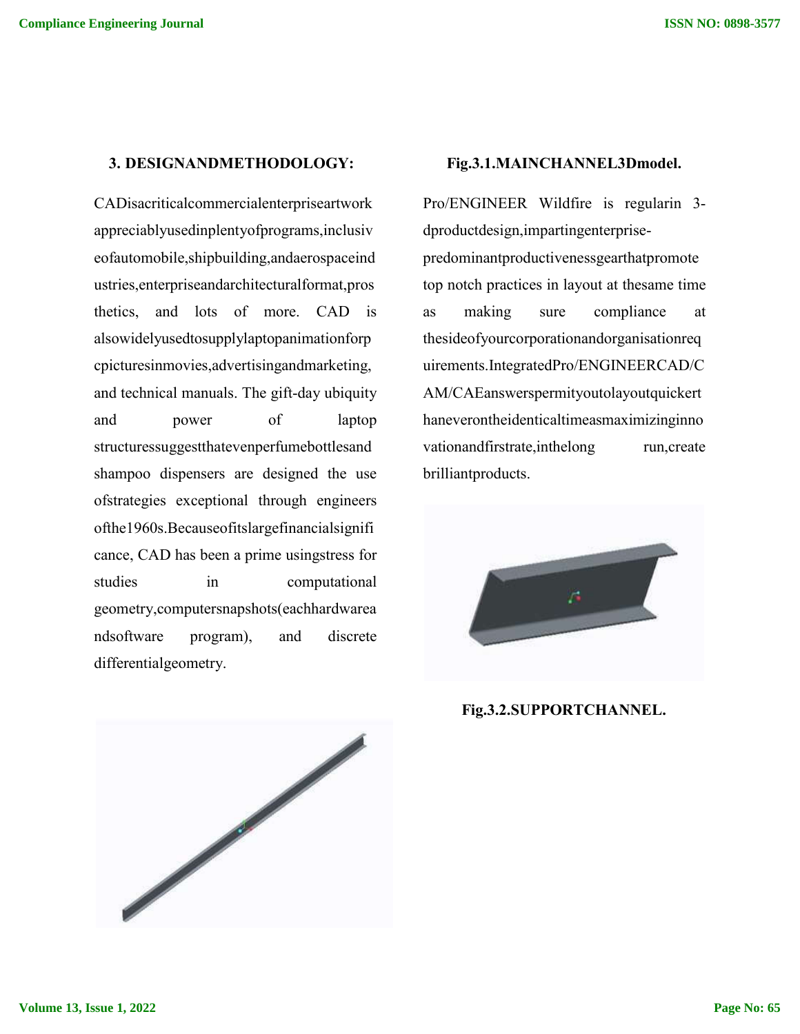## 3. DESIGNANDMETHODOLOGY:

CADisacriticalcommercialenterpriseartwork appreciablyusedinplentyofprograms,inclusiveofautomobile,shipbuilding,andaerospaceindustries,enterpriseandarchitecturalformat,prosthetics, and lots of more. CAD is alsowidelyusedtosupplylaptopanimationforpcpicturesinmovies,advertisingandmarketing, and technical manuals. The gift-day ubiquity and power of laptop structuressuggestthatevenperfumebottlesand shampoo dispensers are designed the use ofstrategies exceptional through engineers ofthe1960s.Becauseofitslargefinancialsignificance, CAD has been a prime usingstress for studies in computational geometry,computersnapshots(eachhardwareandsoftware program), and discrete differentialgeometry.

**Fig.3.1.MAINCHANNEL3Dmodel.**

Pro/ENGINEER Wildfire is regularin 3-dproductdesign,impartingenterprise-predominantproductivenessgearthatpromote top notch practices in layout at thesame time as making sure compliance at thesideofyourcorporationandorganisationrequirements.IntegratedPro/ENGINEERCAD/CAM/CAEanswerspermityoutolayoutquickerthaneverontheidenticaltimeasmaximizinginnovationandfirstrate,inthelong run,create brilliantproducts.

**Fig.3.2.SUPPORTCHANNEL.**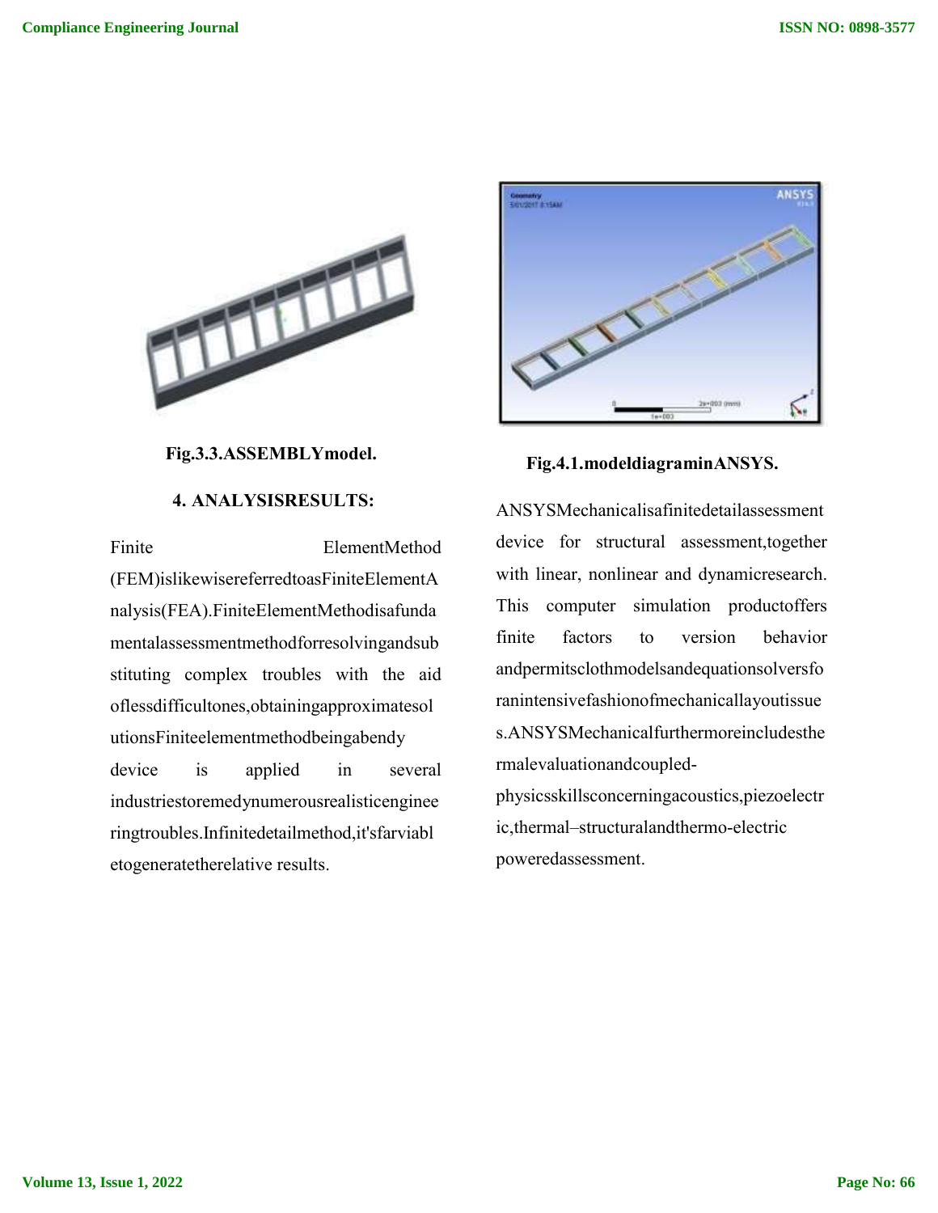Fig.3.3.ASSEMBLYmodel.

## 4. ANALYSISRESULTS:

Finite ElementMethod (FEM)islikewisereferredtoasFiniteElementAnalysis(FEA).FiniteElementMethodisafundamentalassessmentmethodforresolvingandsubstituting complex troubles with the aid oflessdifficultones,obtainingapproximatesolutionsFiniteelementmethodbeingabendy device is applied in several industriestoremedynumerousrealisticengineeringtroubles.Infinitedetailmethod,it'sfarviabletogeneratetherelative results.

Fig.4.1.modeldiagraminANSYS.

ANSYSMechanicalisafinitedetailassessment device for structural assessment,together with linear, nonlinear and dynamicresearch. This computer simulation productoffers finite factors to version behavior andpermitsclothmodelsandequationsolversforanintensivefashionofmechanicallayoutissues.ANSYSMechanicalfurthermoreincludesthermalevaluationandcoupled-physicsskillsconcerningacoustics,piezoelectric,thermal–structuralandthermo-electric poweredassessment.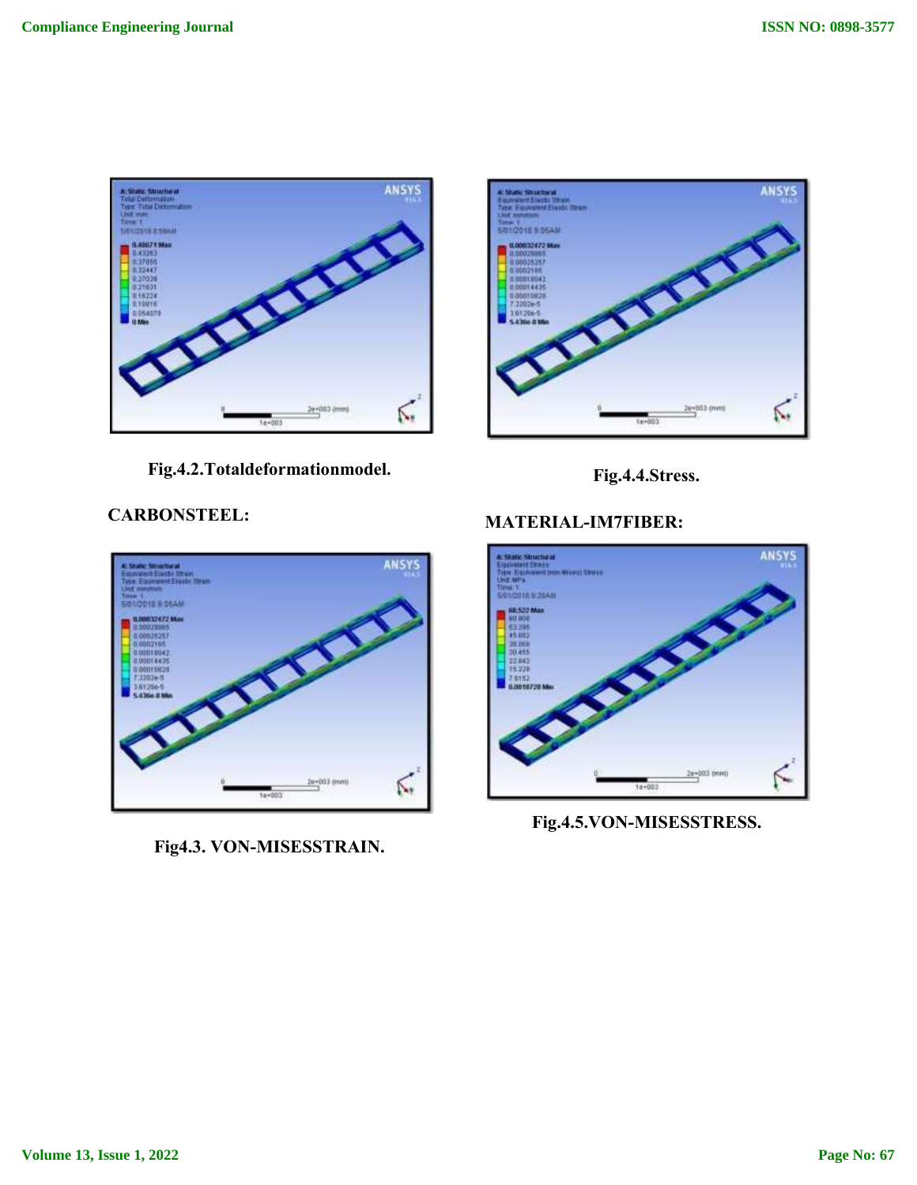Fig.4.2.Totaldeformationmodel.

Fig.4.4.Stress.

**CARBONSTEEL:**

**MATERIAL-IM7FIBER:**

Fig4.3. VON-MISESSTRAIN.

Fig.4.5.VON-MISESSTRESS.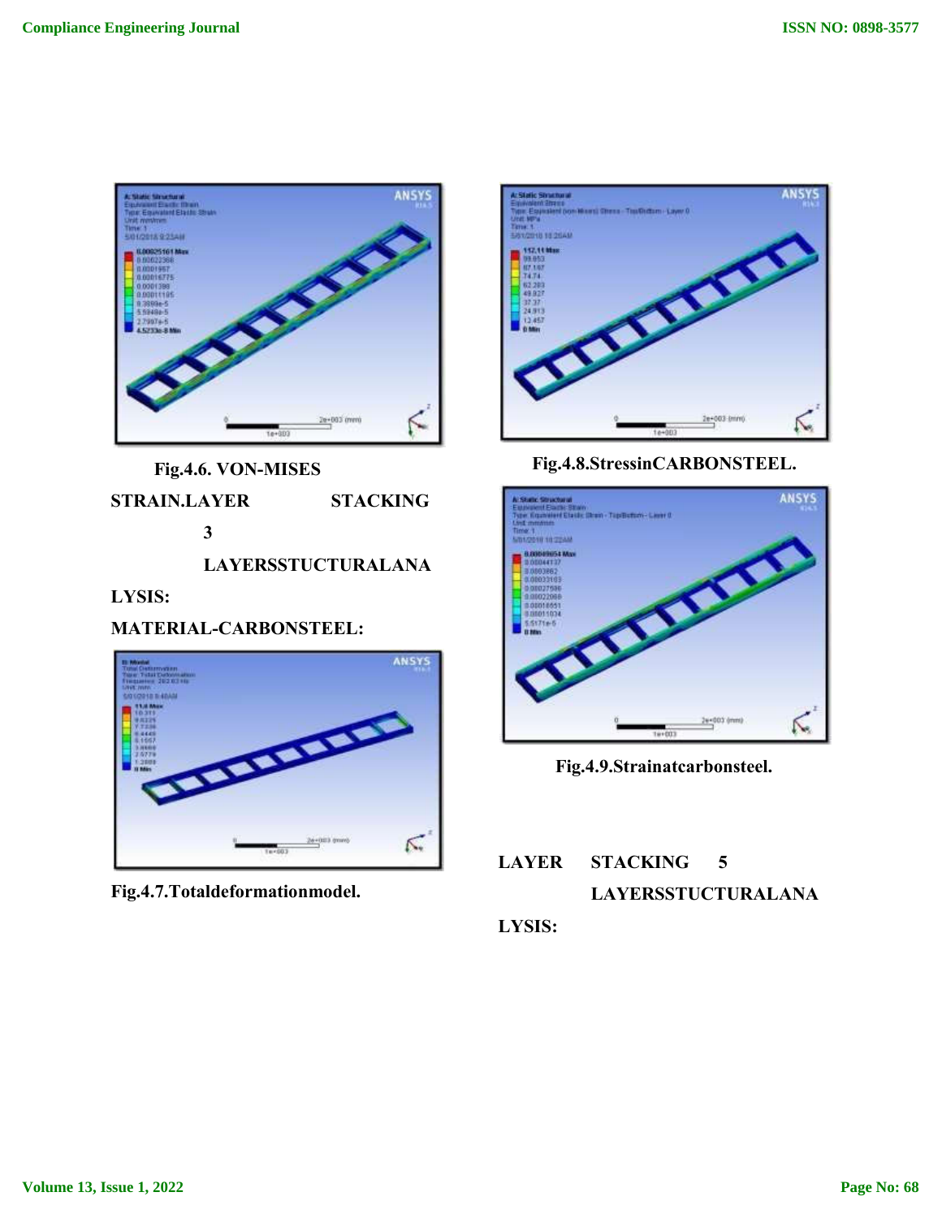Fig.4.6. VON-MISES STRAIN.

**LAYER STACKING 3 LAYERSSTUCTURALANALYSIS:**

**MATERIAL-CARBONSTEEL:**

Fig.4.7.Totaldeformationmodel.

Fig.4.8.StressinCARBONSTEEL.

Fig.4.9.Strainatcarbonsteel.

**LAYER STACKING 5 LAYERSSTUCTURALANALYSIS:**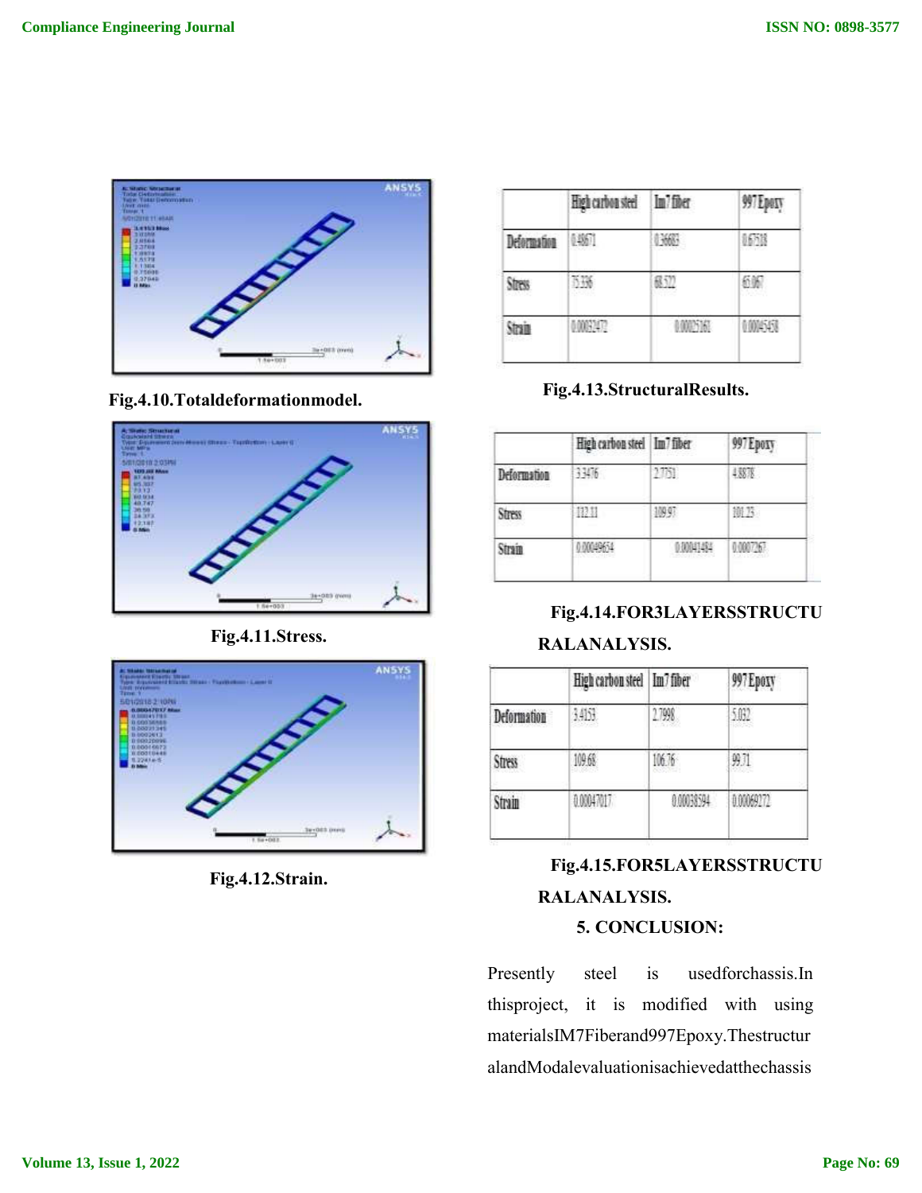Fig.4.10.Totaldeformationmodel.

Fig.4.11.Stress.

Fig.4.12.Strain.

|  | High carbon steel | Im7 fiber | 997 Epoxy |
|---|---|---|---|
| Deformation | 0.48671 | 0.36683 | 0.67518 |
| Stress | 75.336 | 68.522 | 65.067 |
| Strain | 0.00032472 | 0.00025161 | 0.00045458 |

Fig.4.13.StructuralResults.

|  | High carbon steel | Im7 fiber | 997 Epoxy |
|---|---|---|---|
| Deformation | 3.3476 | 2.7751 | 4.8878 |
| Stress | 112.11 | 109.97 | 101.23 |
| Strain | 0.00049654 | 0.00041484 | 0.0007267 |

Fig.4.14.FOR3LAYERSSTRUCTURALANALYSIS.

|  | High carbon steel | Im7 fiber | 997 Epoxy |
|---|---|---|---|
| Deformation | 3.4153 | 2.7998 | 5.032 |
| Stress | 109.68 | 106.76 | 99.71 |
| Strain | 0.00047017 | 0.00038594 | 0.00069272 |

Fig.4.15.FOR5LAYERSSTRUCTURALANALYSIS.

## 5. CONCLUSION:

Presently steel is usedforchassis.In thisproject, it is modified with using materialsIM7Fiberand997Epoxy.ThestructuralandModalevaluationisachievedatthechassis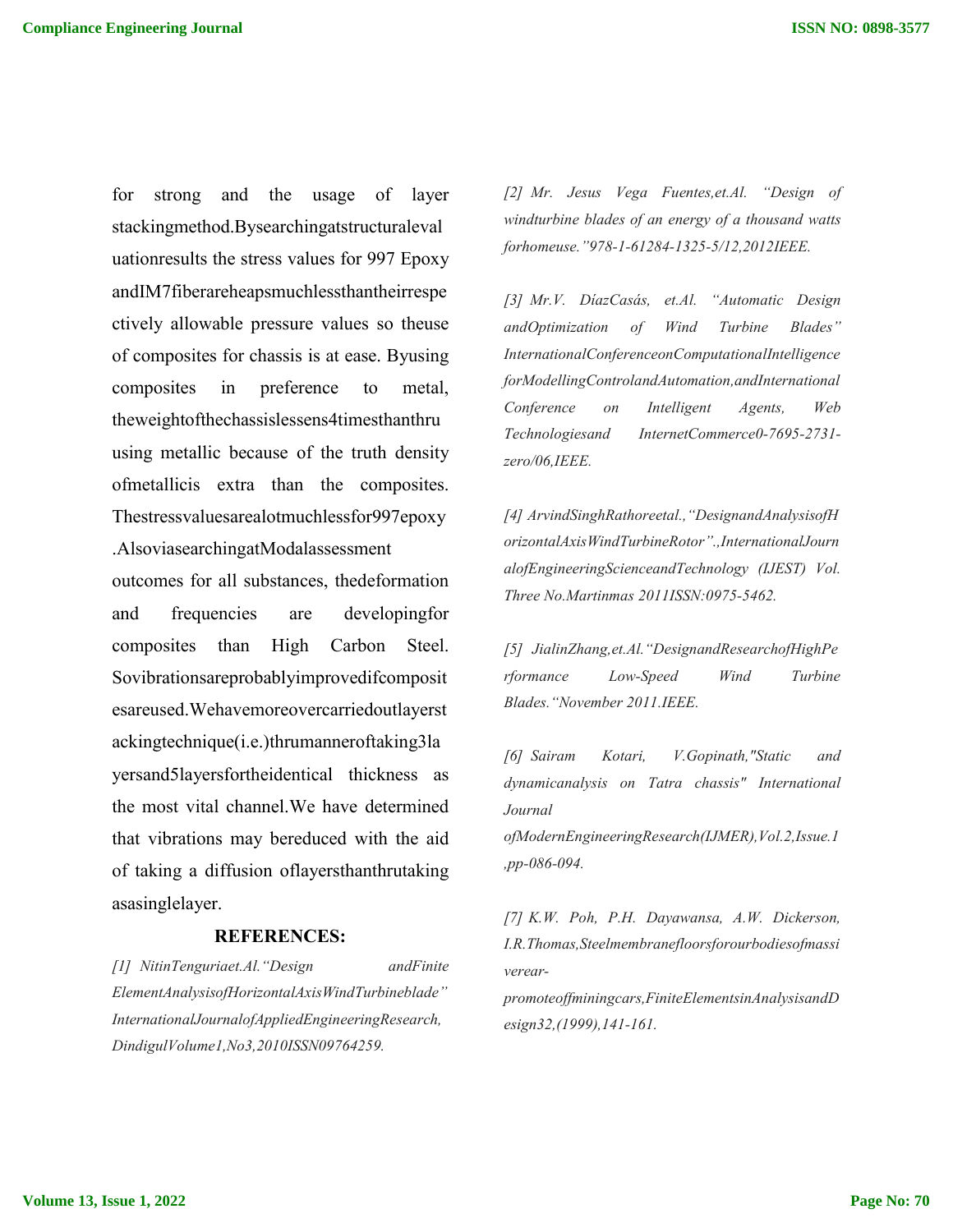for strong and the usage of layer stackingmethod.Bysearchingatstructuraleval uationresults the stress values for 997 Epoxy andIM7fiberareheapsmuchlessthantheirrespe ctively allowable pressure values so theuse of composites for chassis is at ease. Byusing composites in preference to metal, theweightofthechassislessens4timesthanthru using metallic because of the truth density ofmetallicis extra than the composites. Thestressvaluesarealotmuchlessfor997epoxy .AlsoviasearchingatModalassessment outcomes for all substances, thedeformation and frequencies are developingfor composites than High Carbon Steel. Sovibrationsareprobablyimprovedifcomposit esareused.Wehavemoreovercarriedoutlayerst ackingtechnique(i.e.)thrumanneroftaking3la yersand5layersfortheidentical thickness as the most vital channel.We have determined that vibrations may bereduced with the aid of taking a diffusion oflayersthanthrutaking asasinglelayer.

## REFERENCES:

*[1] NitinTenguriaet.Al."Design andFinite ElementAnalysisofHorizontalAxisWindTurbineblade" InternationalJournalofAppliedEngineeringResearch, DindigulVolume1,No3,2010ISSN09764259.*

*[2] Mr. Jesus Vega Fuentes,et.Al. "Design of windturbine blades of an energy of a thousand watts forhomeuse."978-1-61284-1325-5/12,2012IEEE.*

*[3] Mr.V. DíazCasás, et.Al. "Automatic Design andOptimization of Wind Turbine Blades" InternationalConferenceonComputationalIntelligence forModellingControlandAutomation,andInternational Conference on Intelligent Agents, Web Technologiesand InternetCommerce0-7695-2731-zero/06,IEEE.*

*[4] ArvindSinghRathoreetal.,"DesignandAnalysisofHorizontalAxisWindTurbineRotor".,InternationalJournalofEngineeringScienceandTechnology (IJEST) Vol. Three No.Martinmas 2011ISSN:0975-5462.*

*[5] JialinZhang,et.Al."DesignandResearchofHighPerformance Low-Speed Wind Turbine Blades."November 2011.IEEE.*

*[6] Sairam Kotari, V.Gopinath,"Static and dynamicanalysis on Tatra chassis" International Journal ofModernEngineeringResearch(IJMER),Vol.2,Issue.1,pp-086-094.*

*[7] K.W. Poh, P.H. Dayawansa, A.W. Dickerson, I.R.Thomas,Steelmembranefloorsforourbodiesofmassiverear-promoteoffminingcars,FiniteElementsinAnalysisandDesign32,(1999),141-161.*